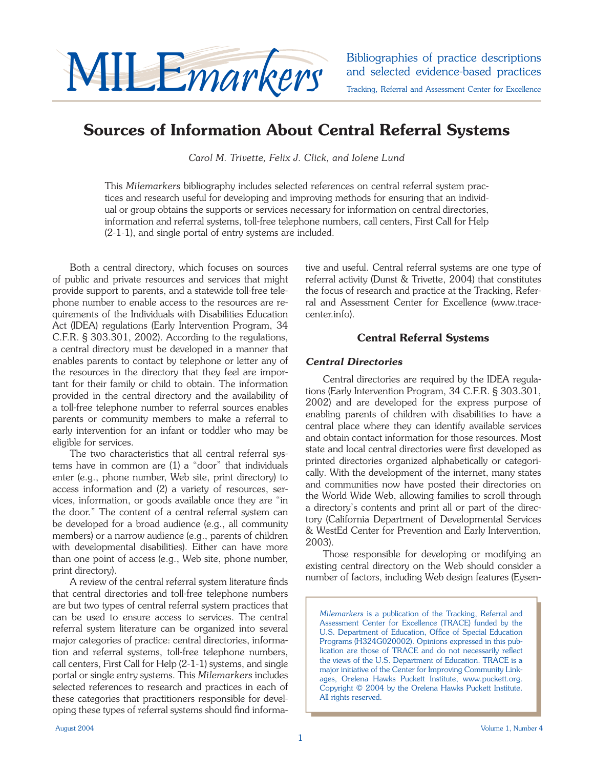# MILEmarkers

Bibliographies of practice descriptions and selected evidence-based practices

Tracking, Referral and Assessment Center for Excellence

## Sources of Information About Central Referral Systems

*Carol M. Trivette, Felix J. Click, and Iolene Lund*

This *Milemarkers* bibliography includes selected references on central referral system practices and research useful for developing and improving methods for ensuring that an individual or group obtains the supports or services necessary for information on central directories, information and referral systems, toll-free telephone numbers, call centers, First Call for Help (2-1-1), and single portal of entry systems are included.

Both a central directory, which focuses on sources of public and private resources and services that might provide support to parents, and a statewide toll-free telephone number to enable access to the resources are requirements of the Individuals with Disabilities Education Act (IDEA) regulations (Early Intervention Program, 34 C.F.R. § 303.301, 2002). According to the regulations, a central directory must be developed in a manner that enables parents to contact by telephone or letter any of the resources in the directory that they feel are important for their family or child to obtain. The information provided in the central directory and the availability of a toll-free telephone number to referral sources enables parents or community members to make a referral to early intervention for an infant or toddler who may be eligible for services.

The two characteristics that all central referral systems have in common are (1) a "door" that individuals enter (e.g., phone number, Web site, print directory) to access information and (2) a variety of resources, services, information, or goods available once they are "in the door." The content of a central referral system can be developed for a broad audience (e.g., all community members) or a narrow audience (e.g., parents of children with developmental disabilities). Either can have more than one point of access (e.g., Web site, phone number, print directory).

A review of the central referral system literature finds that central directories and toll-free telephone numbers are but two types of central referral system practices that can be used to ensure access to services. The central referral system literature can be organized into several major categories of practice: central directories, information and referral systems, toll-free telephone numbers, call centers, First Call for Help (2-1-1) systems, and single portal or single entry systems. This *Milemarkers* includes selected references to research and practices in each of these categories that practitioners responsible for developing these types of referral systems should find informative and useful. Central referral systems are one type of referral activity (Dunst & Trivette, 2004) that constitutes the focus of research and practice at the Tracking, Referral and Assessment Center for Excellence (www.tracecenter.info).

### Central Referral Systems

#### *Central Directories*

Central directories are required by the IDEA regulations (Early Intervention Program, 34 C.F.R. § 303.301, 2002) and are developed for the express purpose of enabling parents of children with disabilities to have a central place where they can identify available services and obtain contact information for those resources. Most state and local central directories were first developed as printed directories organized alphabetically or categorically. With the development of the internet, many states and communities now have posted their directories on the World Wide Web, allowing families to scroll through a directory's contents and print all or part of the directory (California Department of Developmental Services & WestEd Center for Prevention and Early Intervention, 2003).

Those responsible for developing or modifying an existing central directory on the Web should consider a number of factors, including Web design features (Eysen-

*Milemarkers* is a publication of the Tracking, Referral and Assessment Center for Excellence (TRACE) funded by the U.S. Department of Education, Office of Special Education Programs (H324G020002). Opinions expressed in this publication are those of TRACE and do not necessarily reflect the views of the U.S. Department of Education. TRACE is a major initiative of the Center for Improving Community Linkages, Orelena Hawks Puckett Institute, www.puckett.org. Copyright © 2004 by the Orelena Hawks Puckett Institute. All rights reserved.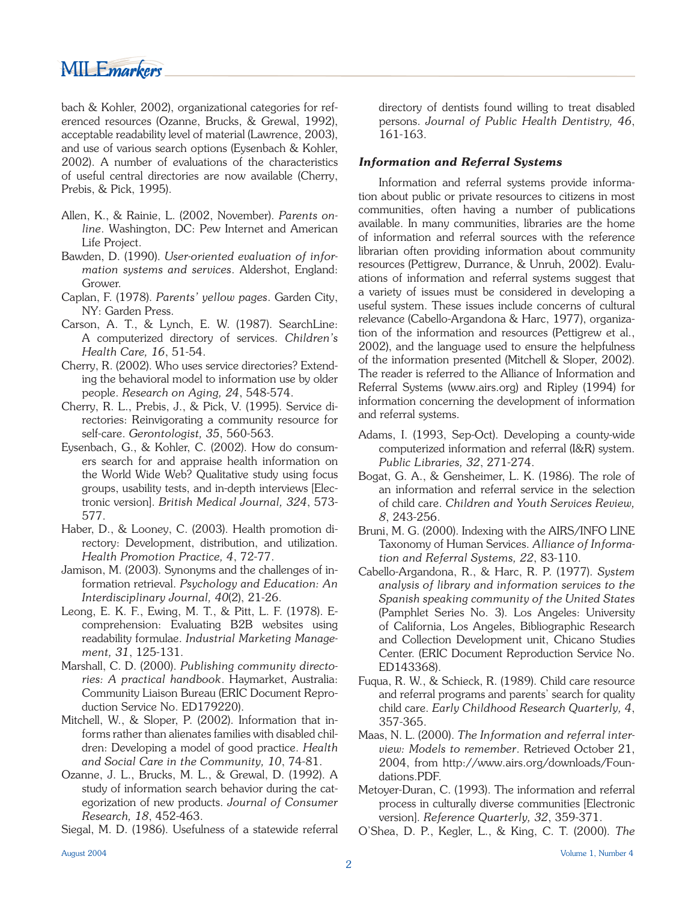bach & Kohler, 2002), organizational categories for referenced resources (Ozanne, Brucks, & Grewal, 1992), acceptable readability level of material (Lawrence, 2003), and use of various search options (Eysenbach & Kohler, 2002). A number of evaluations of the characteristics of useful central directories are now available (Cherry, Prebis, & Pick, 1995).

Allen, K., & Rainie, L. (2002, November). *Parents online*. Washington, DC: Pew Internet and American Life Project.

Bawden, D. (1990). *User-oriented evaluation of information systems and services*. Aldershot, England: Grower.

Caplan, F. (1978). *Parents' yellow pages*. Garden City, NY: Garden Press.

Carson, A. T., & Lynch, E. W. (1987). SearchLine: A computerized directory of services. *Children's Health Care, 16*, 51-54.

Cherry, R. (2002). Who uses service directories? Extending the behavioral model to information use by older people. *Research on Aging, 24*, 548-574.

Cherry, R. L., Prebis, J., & Pick, V. (1995). Service directories: Reinvigorating a community resource for self-care. *Gerontologist, 35*, 560-563.

Eysenbach, G., & Kohler, C. (2002). How do consumers search for and appraise health information on the World Wide Web? Qualitative study using focus groups, usability tests, and in-depth interviews [Electronic version]. *British Medical Journal, 324*, 573-577.

Haber, D., & Looney, C. (2003). Health promotion directory: Development, distribution, and utilization. *Health Promotion Practice, 4*, 72-77.

Jamison, M. (2003). Synonyms and the challenges of information retrieval. *Psychology and Education: An Interdisciplinary Journal, 40*(2), 21-26.

Leong, E. K. F., Ewing, M. T., & Pitt, L. F. (1978). E-comprehension: Evaluating B2B websites using readability formulae. *Industrial Marketing Management, 31*, 125-131.

Marshall, C. D. (2000). *Publishing community directories: A practical handbook*. Haymarket, Australia: Community Liaison Bureau (ERIC Document Reproduction Service No. ED179220).

Mitchell, W., & Sloper, P. (2002). Information that informs rather than alienates families with disabled children: Developing a model of good practice. *Health and Social Care in the Community, 10*, 74-81.

Ozanne, J. L., Brucks, M. L., & Grewal, D. (1992). A study of information search behavior during the categorization of new products. *Journal of Consumer Research, 18*, 452-463.

Siegal, M. D. (1986). Usefulness of a statewide referral directory of dentists found willing to treat disabled persons. *Journal of Public Health Dentistry, 46*, 161-163.

### *Information and Referral Systems*

Information and referral systems provide information about public or private resources to citizens in most communities, often having a number of publications available. In many communities, libraries are the home of information and referral sources with the reference librarian often providing information about community resources (Pettigrew, Durrance, & Unruh, 2002). Evaluations of information and referral systems suggest that a variety of issues must be considered in developing a useful system. These issues include concerns of cultural relevance (Cabello-Argandona & Harc, 1977), organization of the information and resources (Pettigrew et al., 2002), and the language used to ensure the helpfulness of the information presented (Mitchell & Sloper, 2002). The reader is referred to the Alliance of Information and Referral Systems (www.airs.org) and Ripley (1994) for information concerning the development of information and referral systems.

Adams, I. (1993, Sep-Oct). Developing a county-wide computerized information and referral (I&R) system. *Public Libraries, 32*, 271-274.

Bogat, G. A., & Gensheimer, L. K. (1986). The role of an information and referral service in the selection of child care. *Children and Youth Services Review, 8*, 243-256.

Bruni, M. G. (2000). Indexing with the AIRS/INFO LINE Taxonomy of Human Services. *Alliance of Information and Referral Systems, 22*, 83-110.

Cabello-Argandona, R., & Harc, R. P. (1977). *System analysis of library and information services to the Spanish speaking community of the United States* (Pamphlet Series No. 3). Los Angeles: University of California, Los Angeles, Bibliographic Research and Collection Development unit, Chicano Studies Center. (ERIC Document Reproduction Service No. ED143368).

Fuqua, R. W., & Schieck, R. (1989). Child care resource and referral programs and parents' search for quality child care. *Early Childhood Research Quarterly, 4*, 357-365.

Maas, N. L. (2000). *The Information and referral interview: Models to remember*. Retrieved October 21, 2004, from http://www.airs.org/downloads/Foundations.PDF.

Metoyer-Duran, C. (1993). The information and referral process in culturally diverse communities [Electronic version]. *Reference Quarterly, 32*, 359-371.

O'Shea, D. P., Kegler, L., & King, C. T. (2000). *The*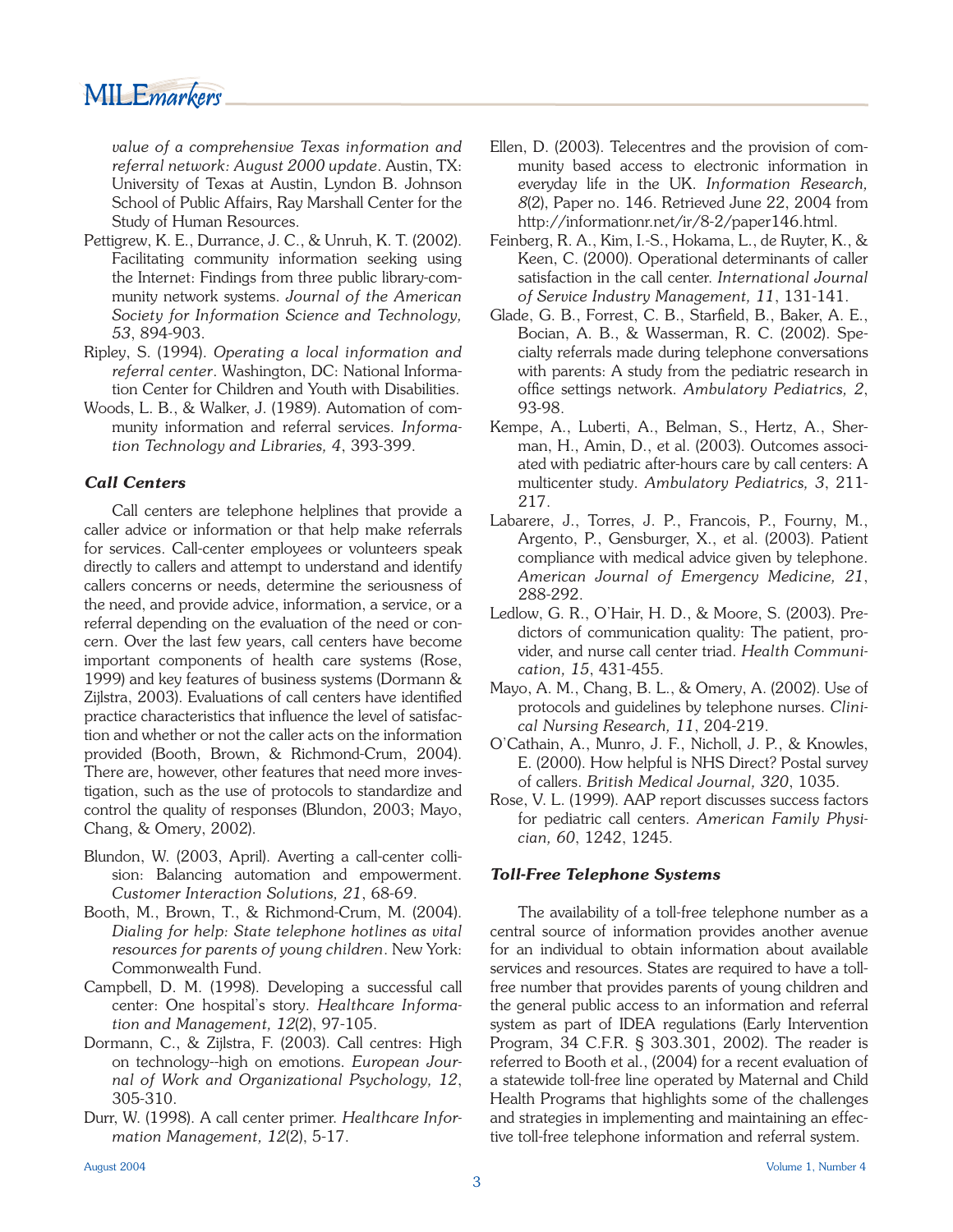*value of a comprehensive Texas information and referral network: August 2000 update*. Austin, TX: University of Texas at Austin, Lyndon B. Johnson School of Public Affairs, Ray Marshall Center for the Study of Human Resources.

Pettigrew, K. E., Durrance, J. C., & Unruh, K. T. (2002). Facilitating community information seeking using the Internet: Findings from three public library-community network systems. *Journal of the American Society for Information Science and Technology, 53*, 894-903.

Ripley, S. (1994). *Operating a local information and referral center*. Washington, DC: National Information Center for Children and Youth with Disabilities.

Woods, L. B., & Walker, J. (1989). Automation of community information and referral services. *Information Technology and Libraries, 4*, 393-399.

### *Call Centers*

Call centers are telephone helplines that provide a caller advice or information or that help make referrals for services. Call-center employees or volunteers speak directly to callers and attempt to understand and identify callers concerns or needs, determine the seriousness of the need, and provide advice, information, a service, or a referral depending on the evaluation of the need or concern. Over the last few years, call centers have become important components of health care systems (Rose, 1999) and key features of business systems (Dormann & Zijlstra, 2003). Evaluations of call centers have identified practice characteristics that influence the level of satisfaction and whether or not the caller acts on the information provided (Booth, Brown, & Richmond-Crum, 2004). There are, however, other features that need more investigation, such as the use of protocols to standardize and control the quality of responses (Blundon, 2003; Mayo, Chang, & Omery, 2002).

Blundon, W. (2003, April). Averting a call-center collision: Balancing automation and empowerment. *Customer Interaction Solutions, 21*, 68-69.

Booth, M., Brown, T., & Richmond-Crum, M. (2004). *Dialing for help: State telephone hotlines as vital resources for parents of young children*. New York: Commonwealth Fund.

Campbell, D. M. (1998). Developing a successful call center: One hospital's story. *Healthcare Information and Management, 12*(2), 97-105.

Dormann, C., & Zijlstra, F. (2003). Call centres: High on technology--high on emotions. *European Journal of Work and Organizational Psychology, 12*, 305-310.

Durr, W. (1998). A call center primer. *Healthcare Information Management, 12*(2), 5-17.

Ellen, D. (2003). Telecentres and the provision of community based access to electronic information in everyday life in the UK. *Information Research, 8*(2), Paper no. 146. Retrieved June 22, 2004 from http://informationr.net/ir/8-2/paper146.html.

Feinberg, R. A., Kim, I.-S., Hokama, L., de Ruyter, K., & Keen, C. (2000). Operational determinants of caller satisfaction in the call center. *International Journal of Service Industry Management, 11*, 131-141.

Glade, G. B., Forrest, C. B., Starfield, B., Baker, A. E., Bocian, A. B., & Wasserman, R. C. (2002). Specialty referrals made during telephone conversations with parents: A study from the pediatric research in office settings network. *Ambulatory Pediatrics, 2*, 93-98.

Kempe, A., Luberti, A., Belman, S., Hertz, A., Sherman, H., Amin, D., et al. (2003). Outcomes associated with pediatric after-hours care by call centers: A multicenter study. *Ambulatory Pediatrics, 3*, 211-217.

Labarere, J., Torres, J. P., Francois, P., Fourny, M., Argento, P., Gensburger, X., et al. (2003). Patient compliance with medical advice given by telephone. *American Journal of Emergency Medicine, 21*, 288-292.

Ledlow, G. R., O'Hair, H. D., & Moore, S. (2003). Predictors of communication quality: The patient, provider, and nurse call center triad. *Health Communication, 15*, 431-455.

Mayo, A. M., Chang, B. L., & Omery, A. (2002). Use of protocols and guidelines by telephone nurses. *Clinical Nursing Research, 11*, 204-219.

O'Cathain, A., Munro, J. F., Nicholl, J. P., & Knowles, E. (2000). How helpful is NHS Direct? Postal survey of callers. *British Medical Journal, 320*, 1035.

Rose, V. L. (1999). AAP report discusses success factors for pediatric call centers. *American Family Physician, 60*, 1242, 1245.

### *Toll-Free Telephone Systems*

The availability of a toll-free telephone number as a central source of information provides another avenue for an individual to obtain information about available services and resources. States are required to have a toll-free number that provides parents of young children and the general public access to an information and referral system as part of IDEA regulations (Early Intervention Program, 34 C.F.R. § 303.301, 2002). The reader is referred to Booth et al., (2004) for a recent evaluation of a statewide toll-free line operated by Maternal and Child Health Programs that highlights some of the challenges and strategies in implementing and maintaining an effective toll-free telephone information and referral system.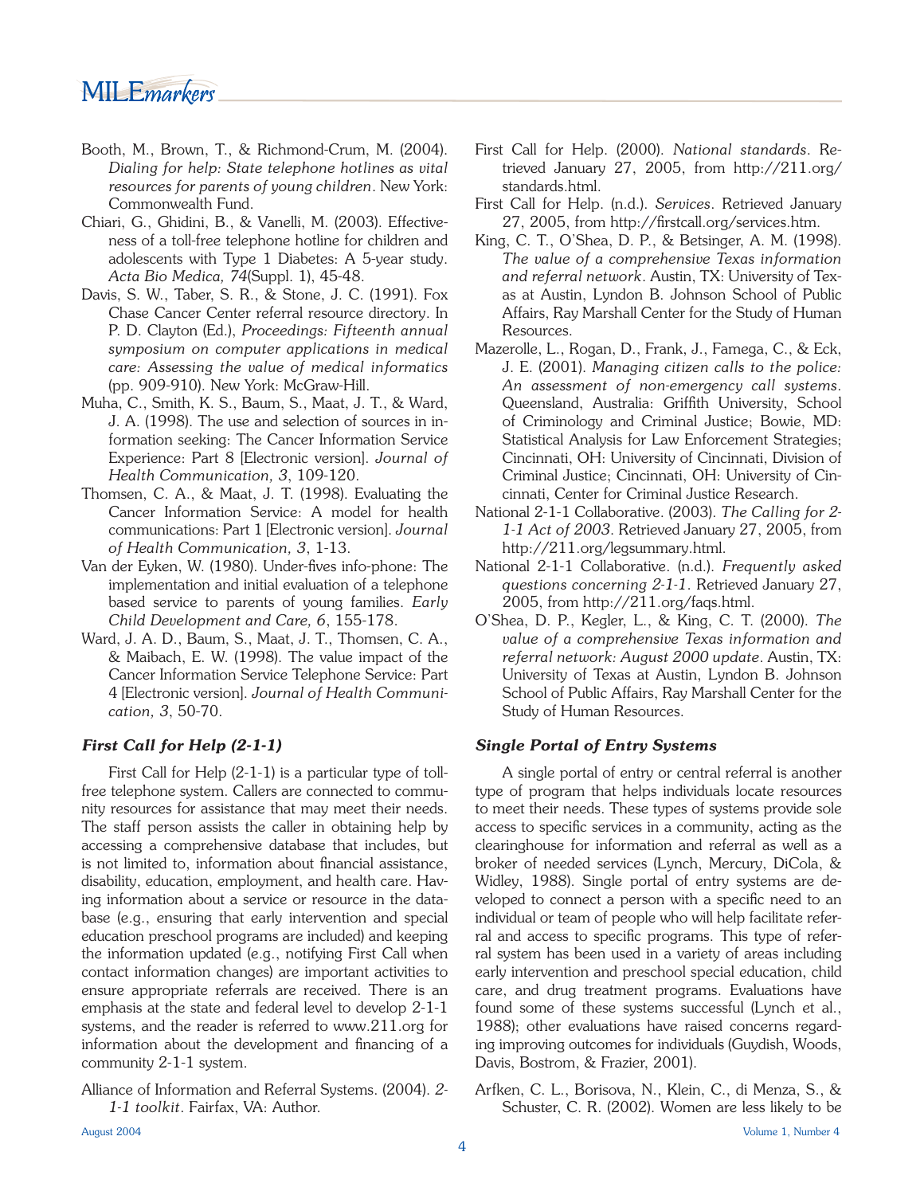Booth, M., Brown, T., & Richmond-Crum, M. (2004). *Dialing for help: State telephone hotlines as vital resources for parents of young children*. New York: Commonwealth Fund.

Chiari, G., Ghidini, B., & Vanelli, M. (2003). Effectiveness of a toll-free telephone hotline for children and adolescents with Type 1 Diabetes: A 5-year study. *Acta Bio Medica, 74*(Suppl. 1), 45-48.

Davis, S. W., Taber, S. R., & Stone, J. C. (1991). Fox Chase Cancer Center referral resource directory. In P. D. Clayton (Ed.), *Proceedings: Fifteenth annual symposium on computer applications in medical care: Assessing the value of medical informatics* (pp. 909-910). New York: McGraw-Hill.

Muha, C., Smith, K. S., Baum, S., Maat, J. T., & Ward, J. A. (1998). The use and selection of sources in information seeking: The Cancer Information Service Experience: Part 8 [Electronic version]. *Journal of Health Communication, 3*, 109-120.

Thomsen, C. A., & Maat, J. T. (1998). Evaluating the Cancer Information Service: A model for health communications: Part 1 [Electronic version]. *Journal of Health Communication, 3*, 1-13.

Van der Eyken, W. (1980). Under-fives info-phone: The implementation and initial evaluation of a telephone based service to parents of young families. *Early Child Development and Care, 6*, 155-178.

Ward, J. A. D., Baum, S., Maat, J. T., Thomsen, C. A., & Maibach, E. W. (1998). The value impact of the Cancer Information Service Telephone Service: Part 4 [Electronic version]. *Journal of Health Communication, 3*, 50-70.

### *First Call for Help (2-1-1)*

First Call for Help (2-1-1) is a particular type of toll-free telephone system. Callers are connected to community resources for assistance that may meet their needs. The staff person assists the caller in obtaining help by accessing a comprehensive database that includes, but is not limited to, information about financial assistance, disability, education, employment, and health care. Having information about a service or resource in the database (e.g., ensuring that early intervention and special education preschool programs are included) and keeping the information updated (e.g., notifying First Call when contact information changes) are important activities to ensure appropriate referrals are received. There is an emphasis at the state and federal level to develop 2-1-1 systems, and the reader is referred to www.211.org for information about the development and financing of a community 2-1-1 system.

Alliance of Information and Referral Systems. (2004). *2-1-1 toolkit*. Fairfax, VA: Author.

First Call for Help. (2000). *National standards*. Retrieved January 27, 2005, from http://211.org/standards.html.

First Call for Help. (n.d.). *Services*. Retrieved January 27, 2005, from http://firstcall.org/services.htm.

King, C. T., O'Shea, D. P., & Betsinger, A. M. (1998). *The value of a comprehensive Texas information and referral network*. Austin, TX: University of Texas at Austin, Lyndon B. Johnson School of Public Affairs, Ray Marshall Center for the Study of Human Resources.

Mazerolle, L., Rogan, D., Frank, J., Famega, C., & Eck, J. E. (2001). *Managing citizen calls to the police: An assessment of non-emergency call systems*. Queensland, Australia: Griffith University, School of Criminology and Criminal Justice; Bowie, MD: Statistical Analysis for Law Enforcement Strategies; Cincinnati, OH: University of Cincinnati, Division of Criminal Justice; Cincinnati, OH: University of Cincinnati, Center for Criminal Justice Research.

National 2-1-1 Collaborative. (2003). *The Calling for 2-1-1 Act of 2003*. Retrieved January 27, 2005, from http://211.org/legsummary.html.

National 2-1-1 Collaborative. (n.d.). *Frequently asked questions concerning 2-1-1*. Retrieved January 27, 2005, from http://211.org/faqs.html.

O'Shea, D. P., Kegler, L., & King, C. T. (2000). *The value of a comprehensive Texas information and referral network: August 2000 update*. Austin, TX: University of Texas at Austin, Lyndon B. Johnson School of Public Affairs, Ray Marshall Center for the Study of Human Resources.

### *Single Portal of Entry Systems*

A single portal of entry or central referral is another type of program that helps individuals locate resources to meet their needs. These types of systems provide sole access to specific services in a community, acting as the clearinghouse for information and referral as well as a broker of needed services (Lynch, Mercury, DiCola, & Widley, 1988). Single portal of entry systems are developed to connect a person with a specific need to an individual or team of people who will help facilitate referral and access to specific programs. This type of referral system has been used in a variety of areas including early intervention and preschool special education, child care, and drug treatment programs. Evaluations have found some of these systems successful (Lynch et al., 1988); other evaluations have raised concerns regarding improving outcomes for individuals (Guydish, Woods, Davis, Bostrom, & Frazier, 2001).

Arfken, C. L., Borisova, N., Klein, C., di Menza, S., & Schuster, C. R. (2002). Women are less likely to be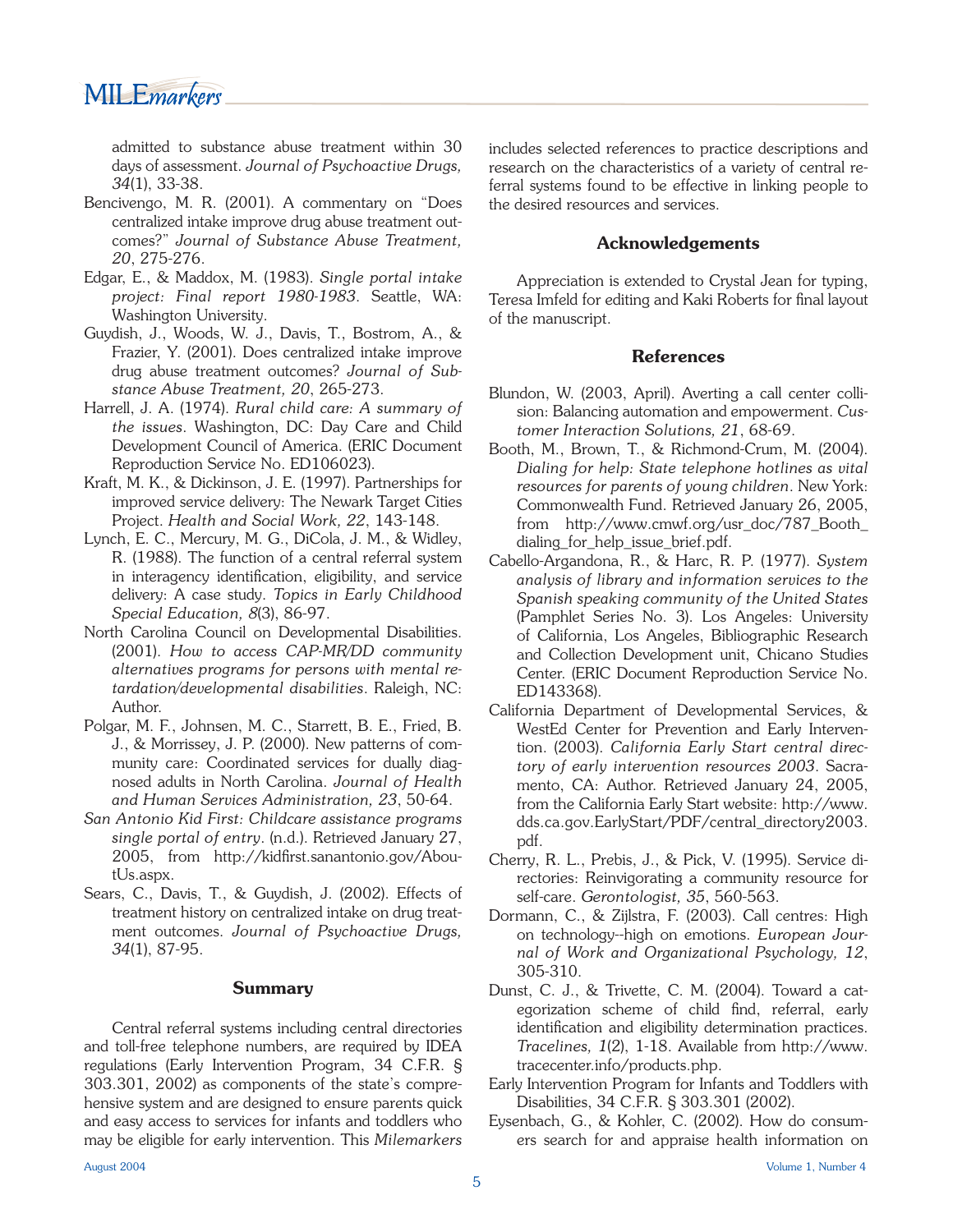admitted to substance abuse treatment within 30 days of assessment. *Journal of Psychoactive Drugs, 34*(1), 33-38.

Bencivengo, M. R. (2001). A commentary on "Does centralized intake improve drug abuse treatment outcomes?" *Journal of Substance Abuse Treatment, 20*, 275-276.

Edgar, E., & Maddox, M. (1983). *Single portal intake project: Final report 1980-1983*. Seattle, WA: Washington University.

Guydish, J., Woods, W. J., Davis, T., Bostrom, A., & Frazier, Y. (2001). Does centralized intake improve drug abuse treatment outcomes? *Journal of Substance Abuse Treatment, 20*, 265-273.

Harrell, J. A. (1974). *Rural child care: A summary of the issues*. Washington, DC: Day Care and Child Development Council of America. (ERIC Document Reproduction Service No. ED106023).

Kraft, M. K., & Dickinson, J. E. (1997). Partnerships for improved service delivery: The Newark Target Cities Project. *Health and Social Work, 22*, 143-148.

Lynch, E. C., Mercury, M. G., DiCola, J. M., & Widley, R. (1988). The function of a central referral system in interagency identification, eligibility, and service delivery: A case study. *Topics in Early Childhood Special Education, 8*(3), 86-97.

North Carolina Council on Developmental Disabilities. (2001). *How to access CAP-MR/DD community alternatives programs for persons with mental retardation/developmental disabilities*. Raleigh, NC: Author.

Polgar, M. F., Johnsen, M. C., Starrett, B. E., Fried, B. J., & Morrissey, J. P. (2000). New patterns of community care: Coordinated services for dually diagnosed adults in North Carolina. *Journal of Health and Human Services Administration, 23*, 50-64.

*San Antonio Kid First: Childcare assistance programs single portal of entry*. (n.d.). Retrieved January 27, 2005, from http://kidfirst.sanantonio.gov/AboutUs.aspx.

Sears, C., Davis, T., & Guydish, J. (2002). Effects of treatment history on centralized intake on drug treatment outcomes. *Journal of Psychoactive Drugs, 34*(1), 87-95.

### Summary

Central referral systems including central directories and toll-free telephone numbers, are required by IDEA regulations (Early Intervention Program, 34 C.F.R. § 303.301, 2002) as components of the state's comprehensive system and are designed to ensure parents quick and easy access to services for infants and toddlers who may be eligible for early intervention. This *Milemarkers* includes selected references to practice descriptions and research on the characteristics of a variety of central referral systems found to be effective in linking people to the desired resources and services.

### Acknowledgements

Appreciation is extended to Crystal Jean for typing, Teresa Imfeld for editing and Kaki Roberts for final layout of the manuscript.

### References

Blundon, W. (2003, April). Averting a call center collision: Balancing automation and empowerment. *Customer Interaction Solutions, 21*, 68-69.

Booth, M., Brown, T., & Richmond-Crum, M. (2004). *Dialing for help: State telephone hotlines as vital resources for parents of young children*. New York: Commonwealth Fund. Retrieved January 26, 2005, from http://www.cmwf.org/usr_doc/787_Booth_dialing_for_help_issue_brief.pdf.

Cabello-Argandona, R., & Harc, R. P. (1977). *System analysis of library and information services to the Spanish speaking community of the United States* (Pamphlet Series No. 3). Los Angeles: University of California, Los Angeles, Bibliographic Research and Collection Development unit, Chicano Studies Center. (ERIC Document Reproduction Service No. ED143368).

California Department of Developmental Services, & WestEd Center for Prevention and Early Intervention. (2003). *California Early Start central directory of early intervention resources 2003*. Sacramento, CA: Author. Retrieved January 24, 2005, from the California Early Start website: http://www.dds.ca.gov.EarlyStart/PDF/central_directory2003.pdf.

Cherry, R. L., Prebis, J., & Pick, V. (1995). Service directories: Reinvigorating a community resource for self-care. *Gerontologist, 35*, 560-563.

Dormann, C., & Zijlstra, F. (2003). Call centres: High on technology--high on emotions. *European Journal of Work and Organizational Psychology, 12*, 305-310.

Dunst, C. J., & Trivette, C. M. (2004). Toward a categorization scheme of child find, referral, early identification and eligibility determination practices. *Tracelines, 1*(2), 1-18. Available from http://www.tracecenter.info/products.php.

Early Intervention Program for Infants and Toddlers with Disabilities, 34 C.F.R. § 303.301 (2002).

Eysenbach, G., & Kohler, C. (2002). How do consumers search for and appraise health information on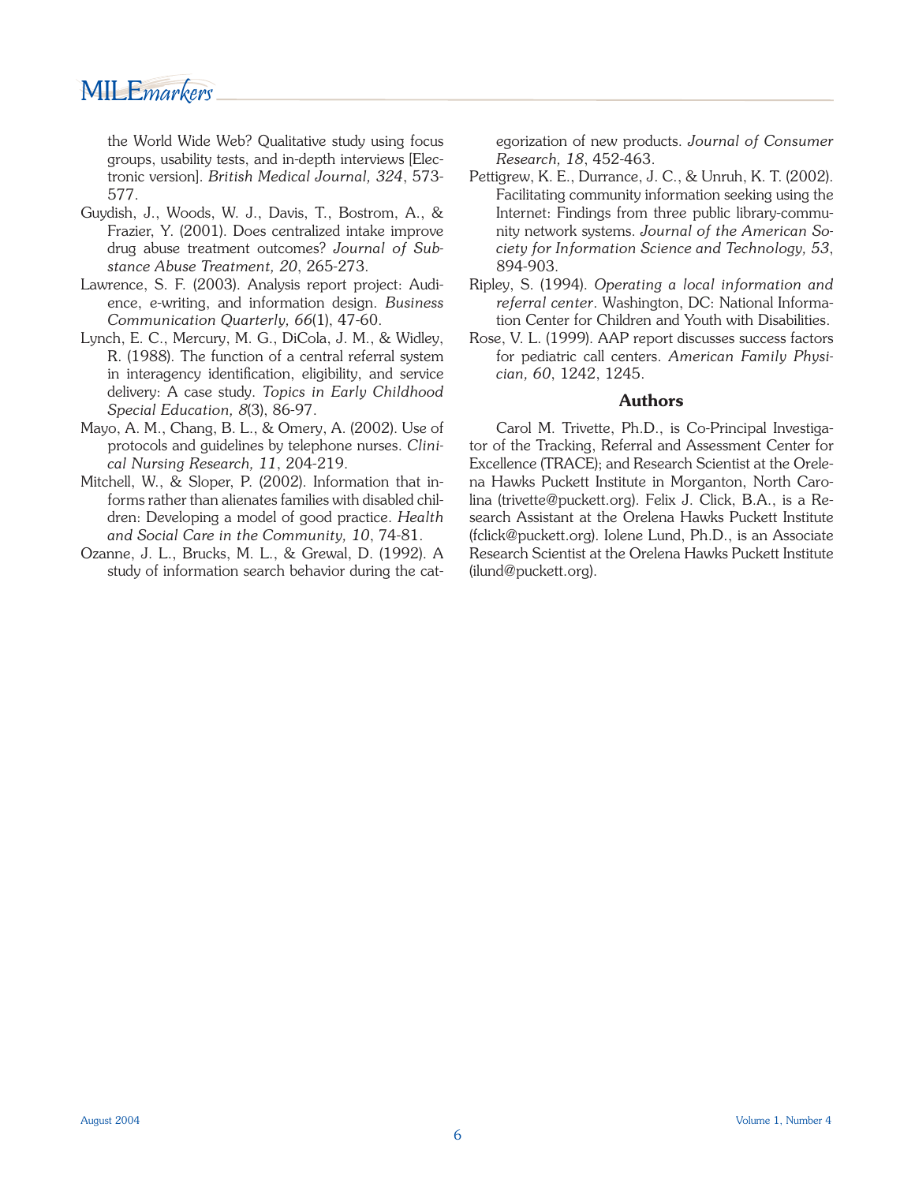the World Wide Web? Qualitative study using focus groups, usability tests, and in-depth interviews [Electronic version]. *British Medical Journal, 324*, 573-577.

Guydish, J., Woods, W. J., Davis, T., Bostrom, A., & Frazier, Y. (2001). Does centralized intake improve drug abuse treatment outcomes? *Journal of Substance Abuse Treatment, 20*, 265-273.

Lawrence, S. F. (2003). Analysis report project: Audience, e-writing, and information design. *Business Communication Quarterly, 66*(1), 47-60.

Lynch, E. C., Mercury, M. G., DiCola, J. M., & Widley, R. (1988). The function of a central referral system in interagency identification, eligibility, and service delivery: A case study. *Topics in Early Childhood Special Education, 8*(3), 86-97.

Mayo, A. M., Chang, B. L., & Omery, A. (2002). Use of protocols and guidelines by telephone nurses. *Clinical Nursing Research, 11*, 204-219.

Mitchell, W., & Sloper, P. (2002). Information that informs rather than alienates families with disabled children: Developing a model of good practice. *Health and Social Care in the Community, 10*, 74-81.

Ozanne, J. L., Brucks, M. L., & Grewal, D. (1992). A study of information search behavior during the categorization of new products. *Journal of Consumer Research, 18*, 452-463.

Pettigrew, K. E., Durrance, J. C., & Unruh, K. T. (2002). Facilitating community information seeking using the Internet: Findings from three public library-community network systems. *Journal of the American Society for Information Science and Technology, 53*, 894-903.

Ripley, S. (1994). *Operating a local information and referral center*. Washington, DC: National Information Center for Children and Youth with Disabilities.

Rose, V. L. (1999). AAP report discusses success factors for pediatric call centers. *American Family Physician, 60*, 1242, 1245.

## Authors

Carol M. Trivette, Ph.D., is Co-Principal Investigator of the Tracking, Referral and Assessment Center for Excellence (TRACE); and Research Scientist at the Orelena Hawks Puckett Institute in Morganton, North Carolina (trivette@puckett.org). Felix J. Click, B.A., is a Research Assistant at the Orelena Hawks Puckett Institute (fclick@puckett.org). Iolene Lund, Ph.D., is an Associate Research Scientist at the Orelena Hawks Puckett Institute (ilund@puckett.org).